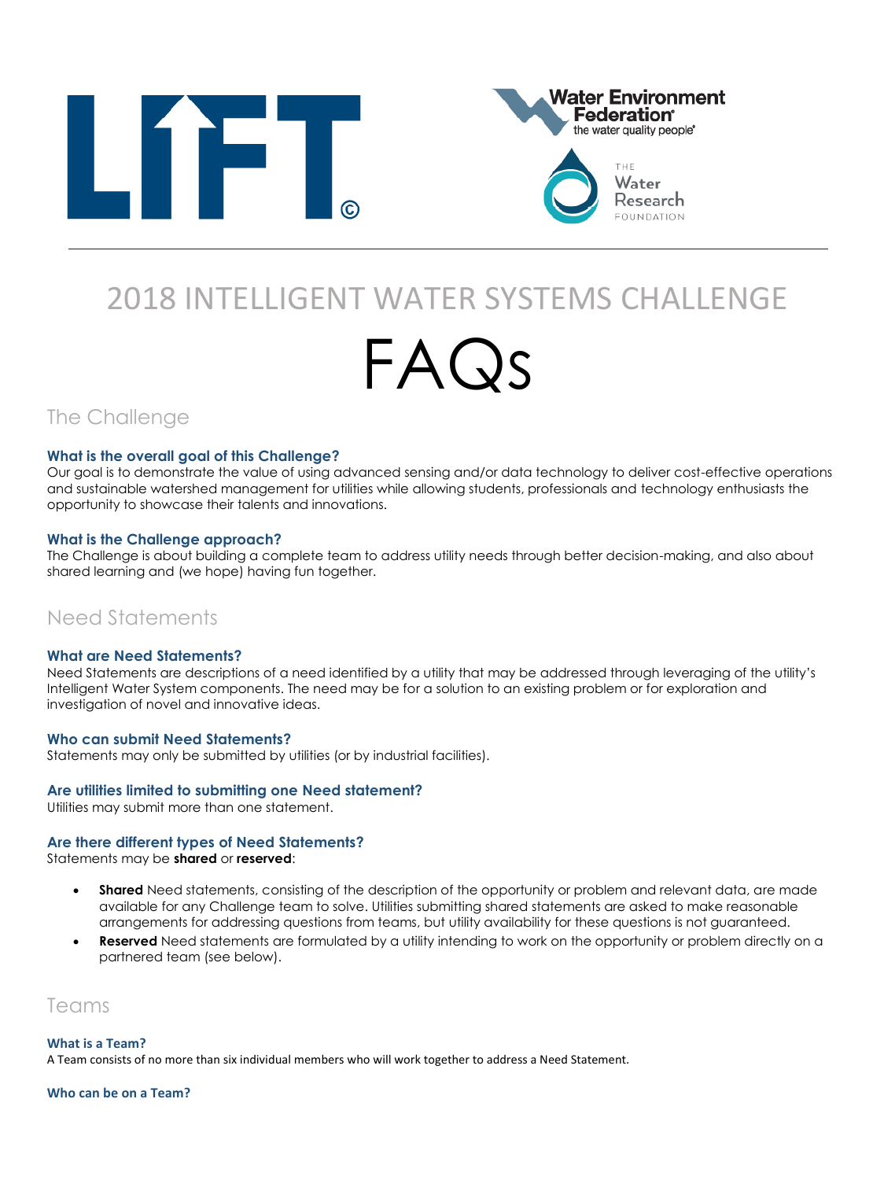# 2018 INTELLIGENT WATER SYSTEMS CHALLENGE

# FAQs

## The Challenge

### What is the overall goal of this Challenge?

Our goal is to demonstrate the value of using advanced sensing and/or data technology to deliver cost-effective operations and sustainable watershed management for utilities while allowing students, professionals and technology enthusiasts the opportunity to showcase their talents and innovations.

### What is the Challenge approach?

The Challenge is about building a complete team to address utility needs through better decision-making, and also about shared learning and (we hope) having fun together.

## Need Statements

### What are Need Statements?

Need Statements are descriptions of a need identified by a utility that may be addressed through leveraging of the utility's Intelligent Water System components. The need may be for a solution to an existing problem or for exploration and investigation of novel and innovative ideas.

### Who can submit Need Statements?

Statements may only be submitted by utilities (or by industrial facilities).

### Are utilities limited to submitting one Need statement?

Utilities may submit more than one statement.

### Are there different types of Need Statements?

Statements may be **shared** or **reserved**:

- **Shared** Need statements, consisting of the description of the opportunity or problem and relevant data, are made available for any Challenge team to solve. Utilities submitting shared statements are asked to make reasonable arrangements for addressing questions from teams, but utility availability for these questions is not guaranteed.
- **Reserved** Need statements are formulated by a utility intending to work on the opportunity or problem directly on a partnered team (see below).

## Teams

### What is a Team?

A Team consists of no more than six individual members who will work together to address a Need Statement.

### Who can be on a Team?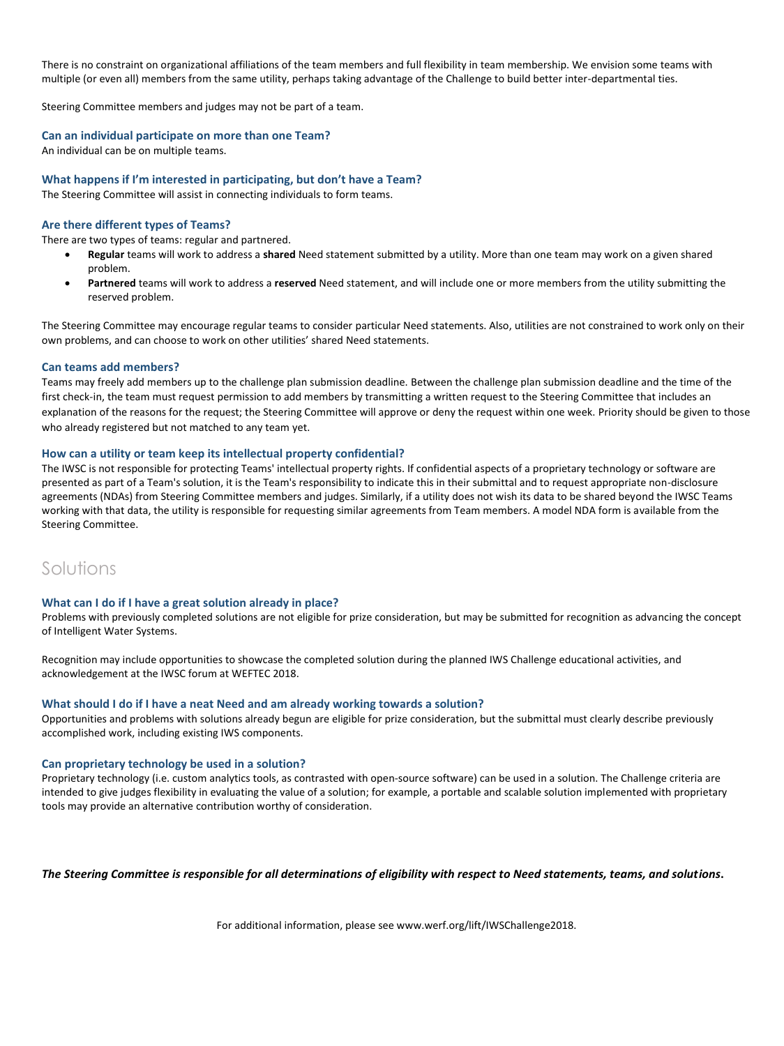There is no constraint on organizational affiliations of the team members and full flexibility in team membership. We envision some teams with multiple (or even all) members from the same utility, perhaps taking advantage of the Challenge to build better inter-departmental ties.

Steering Committee members and judges may not be part of a team.

### Can an individual participate on more than one Team?

An individual can be on multiple teams.

### What happens if I'm interested in participating, but don't have a Team?

The Steering Committee will assist in connecting individuals to form teams.

### Are there different types of Teams?

There are two types of teams: regular and partnered.

- **Regular** teams will work to address a **shared** Need statement submitted by a utility. More than one team may work on a given shared problem.
- **Partnered** teams will work to address a **reserved** Need statement, and will include one or more members from the utility submitting the reserved problem.

The Steering Committee may encourage regular teams to consider particular Need statements. Also, utilities are not constrained to work only on their own problems, and can choose to work on other utilities' shared Need statements.

### Can teams add members?

Teams may freely add members up to the challenge plan submission deadline. Between the challenge plan submission deadline and the time of the first check-in, the team must request permission to add members by transmitting a written request to the Steering Committee that includes an explanation of the reasons for the request; the Steering Committee will approve or deny the request within one week. Priority should be given to those who already registered but not matched to any team yet.

### How can a utility or team keep its intellectual property confidential?

The IWSC is not responsible for protecting Teams' intellectual property rights. If confidential aspects of a proprietary technology or software are presented as part of a Team's solution, it is the Team's responsibility to indicate this in their submittal and to request appropriate non-disclosure agreements (NDAs) from Steering Committee members and judges. Similarly, if a utility does not wish its data to be shared beyond the IWSC Teams working with that data, the utility is responsible for requesting similar agreements from Team members. A model NDA form is available from the Steering Committee.

## Solutions

### What can I do if I have a great solution already in place?

Problems with previously completed solutions are not eligible for prize consideration, but may be submitted for recognition as advancing the concept of Intelligent Water Systems.

Recognition may include opportunities to showcase the completed solution during the planned IWS Challenge educational activities, and acknowledgement at the IWSC forum at WEFTEC 2018.

### What should I do if I have a neat Need and am already working towards a solution?

Opportunities and problems with solutions already begun are eligible for prize consideration, but the submittal must clearly describe previously accomplished work, including existing IWS components.

### Can proprietary technology be used in a solution?

Proprietary technology (i.e. custom analytics tools, as contrasted with open-source software) can be used in a solution. The Challenge criteria are intended to give judges flexibility in evaluating the value of a solution; for example, a portable and scalable solution implemented with proprietary tools may provide an alternative contribution worthy of consideration.

***The Steering Committee is responsible for all determinations of eligibility with respect to Need statements, teams, and solutions.***

For additional information, please see www.werf.org/lift/IWSChallenge2018.